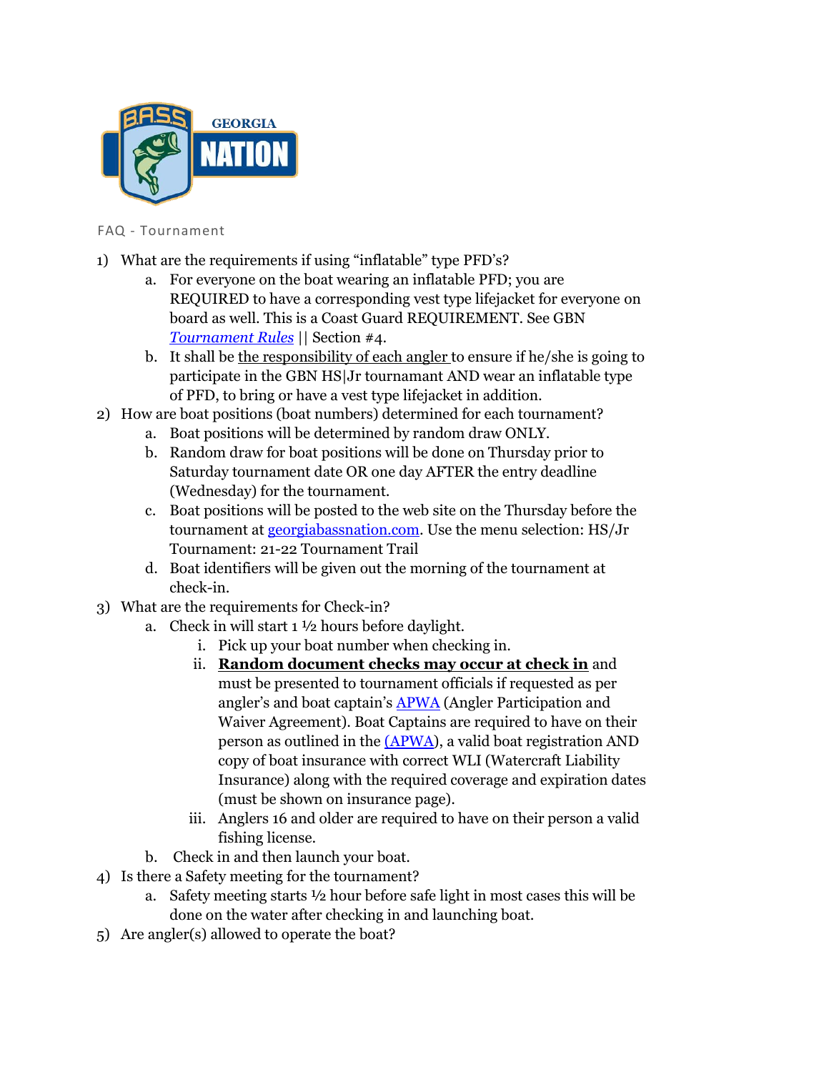GEORGIA NATION

FAQ - Tournament

1) What are the requirements if using "inflatable" type PFD's?
    a. For everyone on the boat wearing an inflatable PFD; you are REQUIRED to have a corresponding vest type lifejacket for everyone on board as well. This is a Coast Guard REQUIREMENT. See GBN *Tournament Rules* || Section #4.
    b. It shall be the responsibility of each angler to ensure if he/she is going to participate in the GBN HS|Jr tournamant AND wear an inflatable type of PFD, to bring or have a vest type lifejacket in addition.
2) How are boat positions (boat numbers) determined for each tournament?
    a. Boat positions will be determined by random draw ONLY.
    b. Random draw for boat positions will be done on Thursday prior to Saturday tournament date OR one day AFTER the entry deadline (Wednesday) for the tournament.
    c. Boat positions will be posted to the web site on the Thursday before the tournament at georgiabassnation.com. Use the menu selection: HS/Jr Tournament: 21-22 Tournament Trail
    d. Boat identifiers will be given out the morning of the tournament at check-in.
3) What are the requirements for Check-in?
    a. Check in will start 1 ½ hours before daylight.
        i. Pick up your boat number when checking in.
        ii. **Random document checks may occur at check in** and must be presented to tournament officials if requested as per angler's and boat captain's APWA (Angler Participation and Waiver Agreement). Boat Captains are required to have on their person as outlined in the (APWA), a valid boat registration AND copy of boat insurance with correct WLI (Watercraft Liability Insurance) along with the required coverage and expiration dates (must be shown on insurance page).
        iii. Anglers 16 and older are required to have on their person a valid fishing license.
    b. Check in and then launch your boat.
4) Is there a Safety meeting for the tournament?
    a. Safety meeting starts ½ hour before safe light in most cases this will be done on the water after checking in and launching boat.
5) Are angler(s) allowed to operate the boat?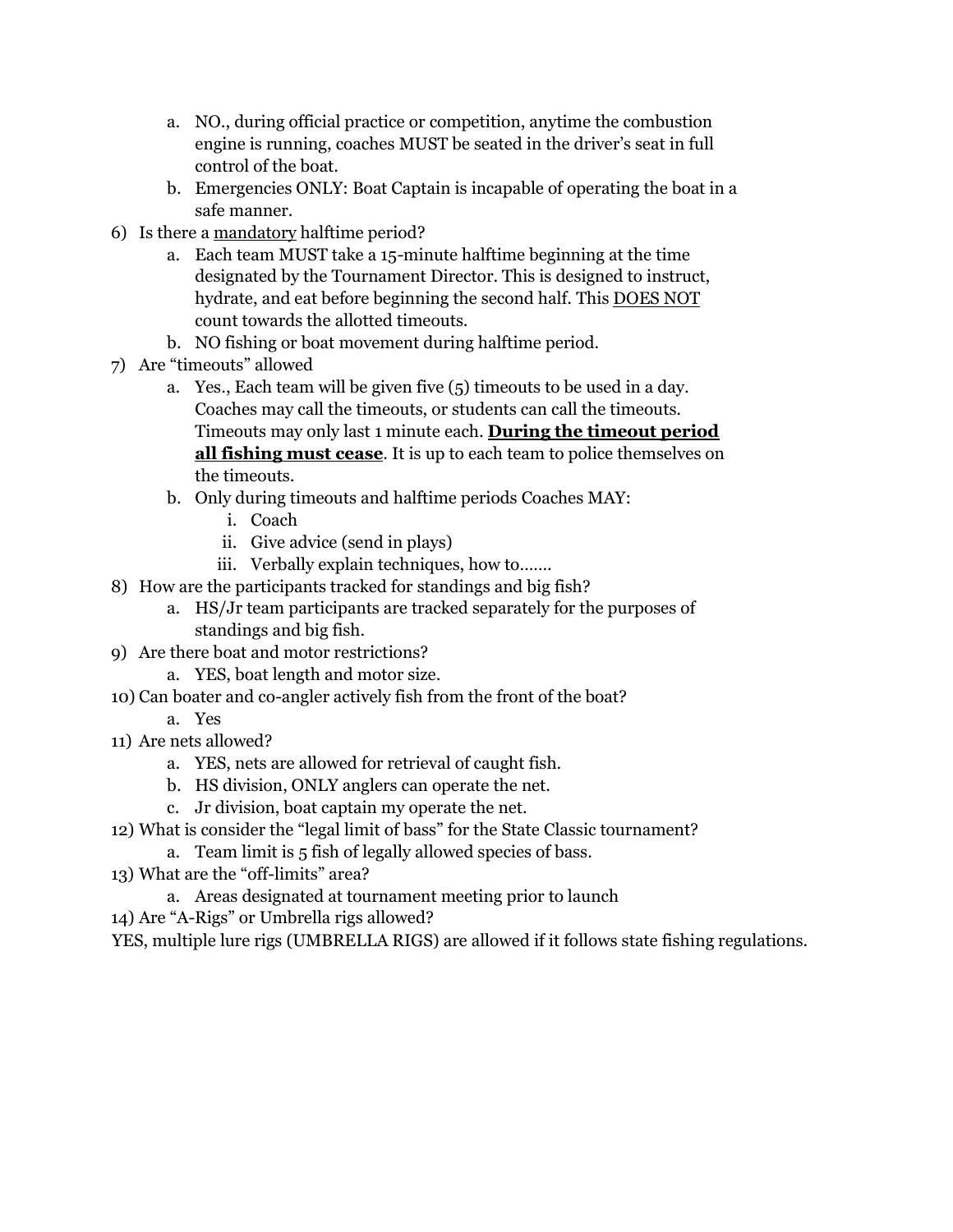a. NO., during official practice or competition, anytime the combustion engine is running, coaches MUST be seated in the driver's seat in full control of the boat.
b. Emergencies ONLY: Boat Captain is incapable of operating the boat in a safe manner.

6) Is there a <u>mandatory</u> halftime period?
   a. Each team MUST take a 15-minute halftime beginning at the time designated by the Tournament Director. This is designed to instruct, hydrate, and eat before beginning the second half. This <u>DOES NOT</u> count towards the allotted timeouts.
   b. NO fishing or boat movement during halftime period.
7) Are "timeouts" allowed
   a. Yes., Each team will be given five (5) timeouts to be used in a day. Coaches may call the timeouts, or students can call the timeouts. Timeouts may only last 1 minute each. <u>**During the timeout period all fishing must cease**</u>. It is up to each team to police themselves on the timeouts.
   b. Only during timeouts and halftime periods Coaches MAY:
      i. Coach
      ii. Give advice (send in plays)
      iii. Verbally explain techniques, how to…….
8) How are the participants tracked for standings and big fish?
   a. HS/Jr team participants are tracked separately for the purposes of standings and big fish.
9) Are there boat and motor restrictions?
   a. YES, boat length and motor size.
10) Can boater and co-angler actively fish from the front of the boat?
    a. Yes
11) Are nets allowed?
    a. YES, nets are allowed for retrieval of caught fish.
    b. HS division, ONLY anglers can operate the net.
    c. Jr division, boat captain my operate the net.
12) What is consider the "legal limit of bass" for the State Classic tournament?
    a. Team limit is 5 fish of legally allowed species of bass.
13) What are the "off-limits" area?
    a. Areas designated at tournament meeting prior to launch
14) Are "A-Rigs" or Umbrella rigs allowed?

YES, multiple lure rigs (UMBRELLA RIGS) are allowed if it follows state fishing regulations.